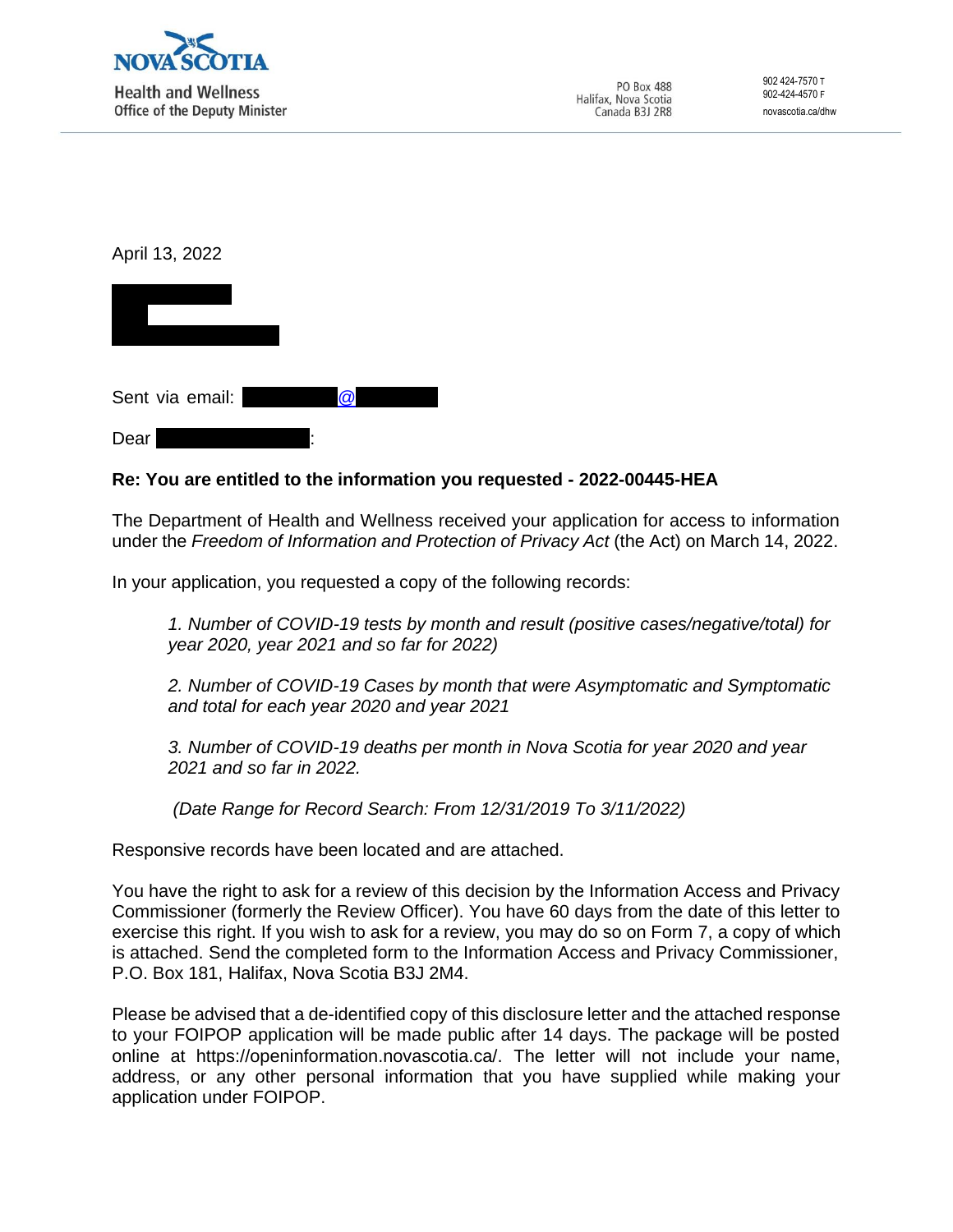**NOVA SCOTIA**
Health and Wellness
Office of the Deputy Minister

PO Box 488
Halifax, Nova Scotia
Canada B3J 2R8

902 424-7570 T
902-424-4570 F
novascotia.ca/dhw

April 13, 2022

Sent via email: @

Dear :

**Re: You are entitled to the information you requested - 2022-00445-HEA**

The Department of Health and Wellness received your application for access to information under the *Freedom of Information and Protection of Privacy Act* (the Act) on March 14, 2022.

In your application, you requested a copy of the following records:

> *1. Number of COVID-19 tests by month and result (positive cases/negative/total) for year 2020, year 2021 and so far for 2022)*
>
> *2. Number of COVID-19 Cases by month that were Asymptomatic and Symptomatic and total for each year 2020 and year 2021*
>
> *3. Number of COVID-19 deaths per month in Nova Scotia for year 2020 and year 2021 and so far in 2022.*
>
> *(Date Range for Record Search: From 12/31/2019 To 3/11/2022)*

Responsive records have been located and are attached.

You have the right to ask for a review of this decision by the Information Access and Privacy Commissioner (formerly the Review Officer). You have 60 days from the date of this letter to exercise this right. If you wish to ask for a review, you may do so on Form 7, a copy of which is attached. Send the completed form to the Information Access and Privacy Commissioner, P.O. Box 181, Halifax, Nova Scotia B3J 2M4.

Please be advised that a de-identified copy of this disclosure letter and the attached response to your FOIPOP application will be made public after 14 days. The package will be posted online at https://openinformation.novascotia.ca/. The letter will not include your name, address, or any other personal information that you have supplied while making your application under FOIPOP.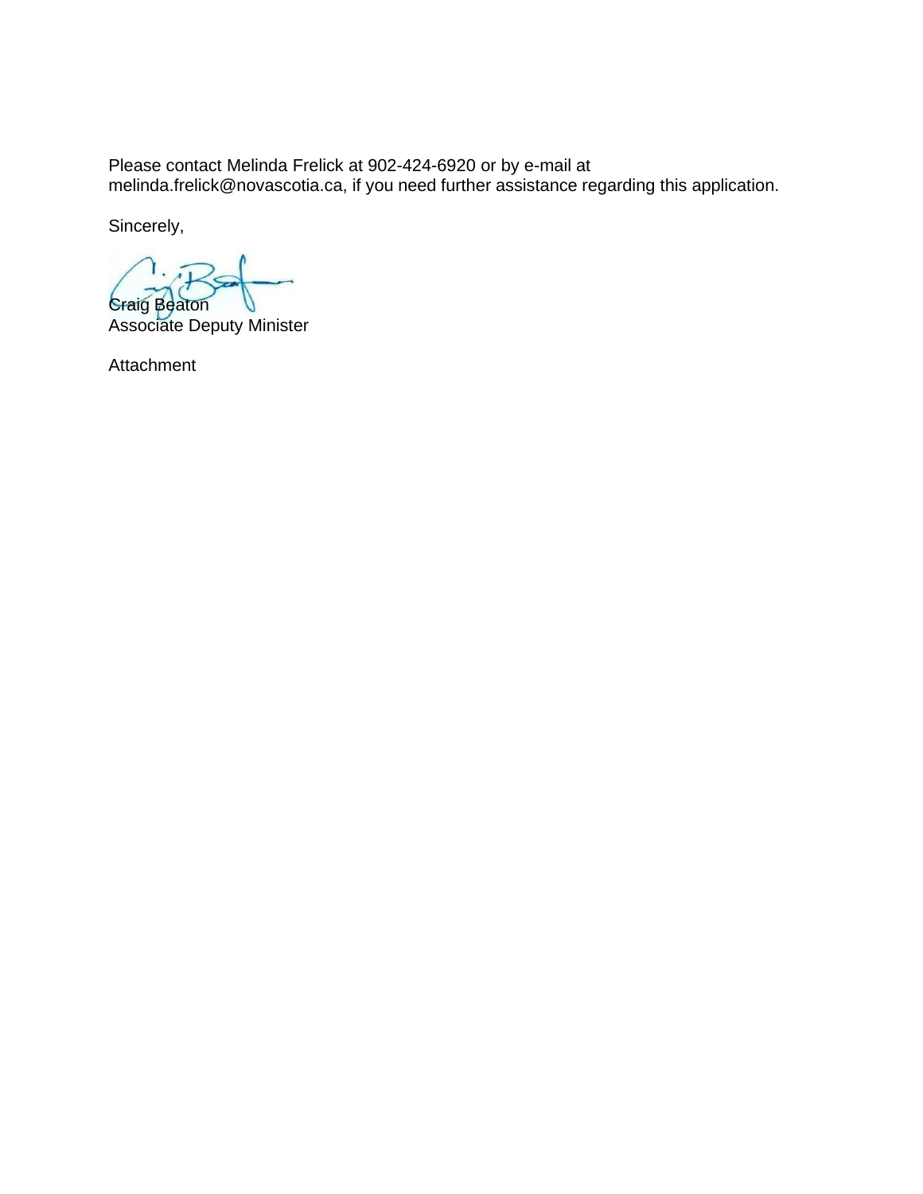Please contact Melinda Frelick at 902-424-6920 or by e-mail at melinda.frelick@novascotia.ca, if you need further assistance regarding this application.

Sincerely,

Craig Beaton
Associate Deputy Minister

Attachment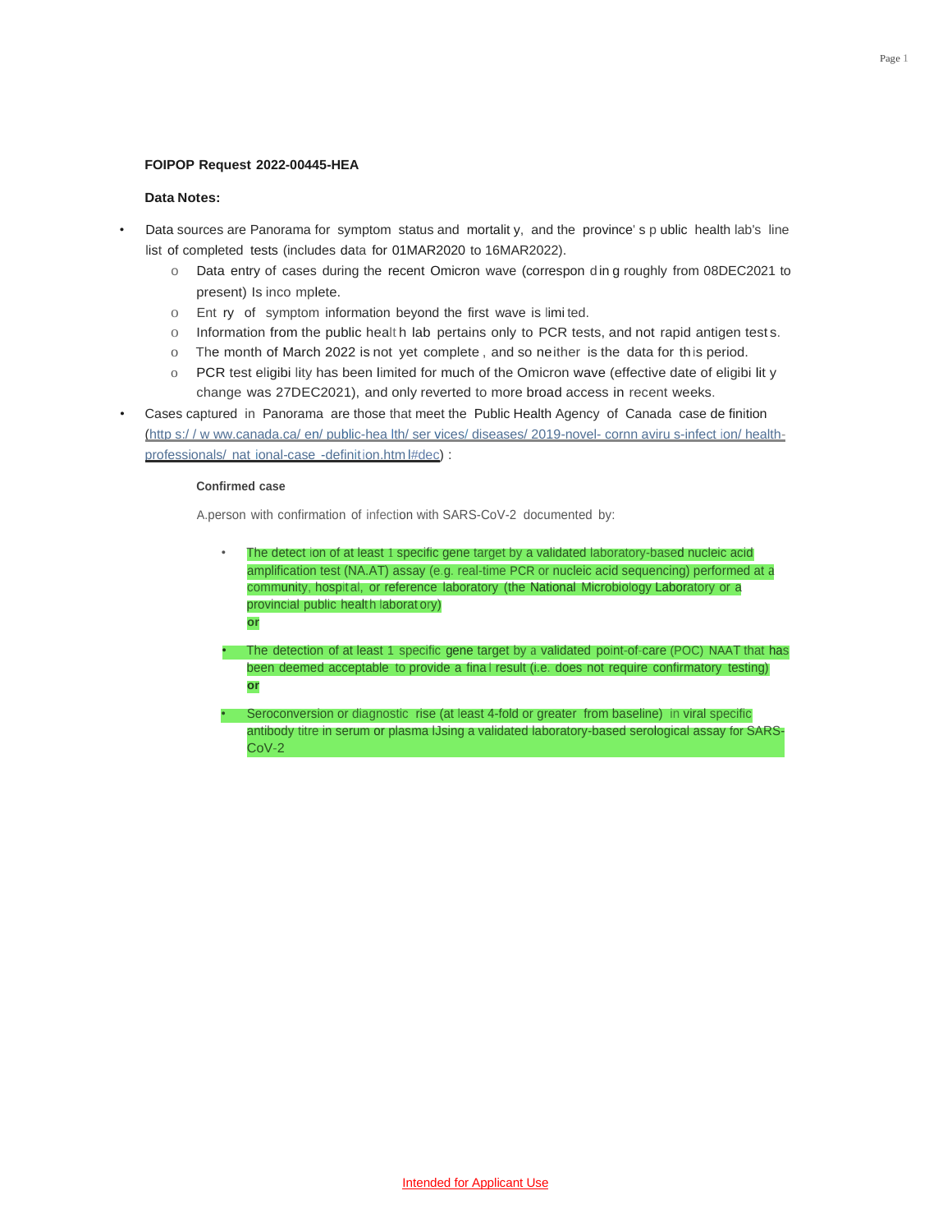**FOIPOP Request 2022-00445-HEA**

**Data Notes:**

- Data sources are Panorama for symptom status and mortality, and the province's public health lab's line list of completed tests (includes data for 01MAR2020 to 16MAR2022).
    - Data entry of cases during the recent Omicron wave (corresponding roughly from 08DEC2021 to present) Is incomplete.
    - Entry of symptom information beyond the first wave is limited.
    - Information from the public health lab pertains only to PCR tests, and not rapid antigen tests.
    - The month of March 2022 is not yet complete, and so neither is the data for this period.
    - PCR test eligibility has been limited for much of the Omicron wave (effective date of eligibility change was 27DEC2021), and only reverted to more broad access in recent weeks.
- Cases captured in Panorama are those that meet the Public Health Agency of Canada case definition (https://www.canada.ca/en/public-health/services/diseases/2019-novel-coronavirus-infection/health-professionals/national-case-definition.html#dec):

**Confirmed case**

A person with confirmation of infection with SARS-CoV-2 documented by:

- The detection of at least 1 specific gene target by a validated laboratory-based nucleic acid amplification test (NAAT) assay (e.g. real-time PCR or nucleic acid sequencing) performed at a community, hospital, or reference laboratory (the National Microbiology Laboratory or a provincial public health laboratory)
  **or**
- The detection of at least 1 specific gene target by a validated point-of-care (POC) NAAT that has been deemed acceptable to provide a final result (i.e. does not require confirmatory testing)
  **or**
- Seroconversion or diagnostic rise (at least 4-fold or greater from baseline) in viral specific antibody titre in serum or plasma using a validated laboratory-based serological assay for SARS-CoV-2

Intended for Applicant Use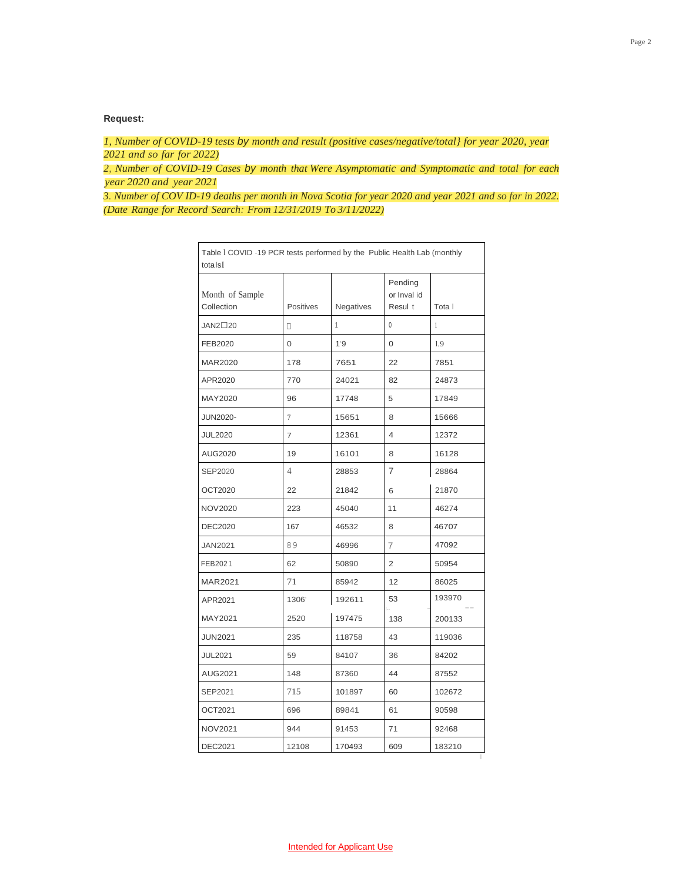**Request:**

*1, Number of COVID-19 tests by month and result (positive cases/negative/total} for year 2020, year 2021 and so far for 2022)*
*2, Number of COVID-19 Cases by month that Were Asymptomatic and Symptomatic and total for each year 2020 and year 2021*
*3. Number of COV ID-19 deaths per month in Nova Scotia for year 2020 and year 2021 and so far in 2022. (Date Range for Record Search: From 12/31/2019 To 3/11/2022)*

| Table l COVID -19 PCR tests performed by the Public Health Lab (monthly totals) | | | | |
|---|---|---|---|---|
| Month of Sample Collection | Positives | Negatives | Pending or Invalid Result | Total |
| JAN2020 | 0 | 1 | 0 | 1 |
| FEB2020 | 0 | 19 | 0 | 19 |
| MAR2020 | 178 | 7651 | 22 | 7851 |
| APR2020 | 770 | 24021 | 82 | 24873 |
| MAY2020 | 96 | 17748 | 5 | 17849 |
| JUN2020- | 7 | 15651 | 8 | 15666 |
| JUL2020 | 7 | 12361 | 4 | 12372 |
| AUG2020 | 19 | 16101 | 8 | 16128 |
| SEP2020 | 4 | 28853 | 7 | 28864 |
| OCT2020 | 22 | 21842 | 6 | 21870 |
| NOV2020 | 223 | 45040 | 11 | 46274 |
| DEC2020 | 167 | 46532 | 8 | 46707 |
| JAN2021 | 89 | 46996 | 7 | 47092 |
| FEB2021 | 62 | 50890 | 2 | 50954 |
| MAR2021 | 71 | 85942 | 12 | 86025 |
| APR2021 | 1306 | 192611 | 53 | 193970 |
| MAY2021 | 2520 | 197475 | 138 | 200133 |
| JUN2021 | 235 | 118758 | 43 | 119036 |
| JUL2021 | 59 | 84107 | 36 | 84202 |
| AUG2021 | 148 | 87360 | 44 | 87552 |
| SEP2021 | 715 | 101897 | 60 | 102672 |
| OCT2021 | 696 | 89841 | 61 | 90598 |
| NOV2021 | 944 | 91453 | 71 | 92468 |
| DEC2021 | 12108 | 170493 | 609 | 183210 |

Intended for Applicant Use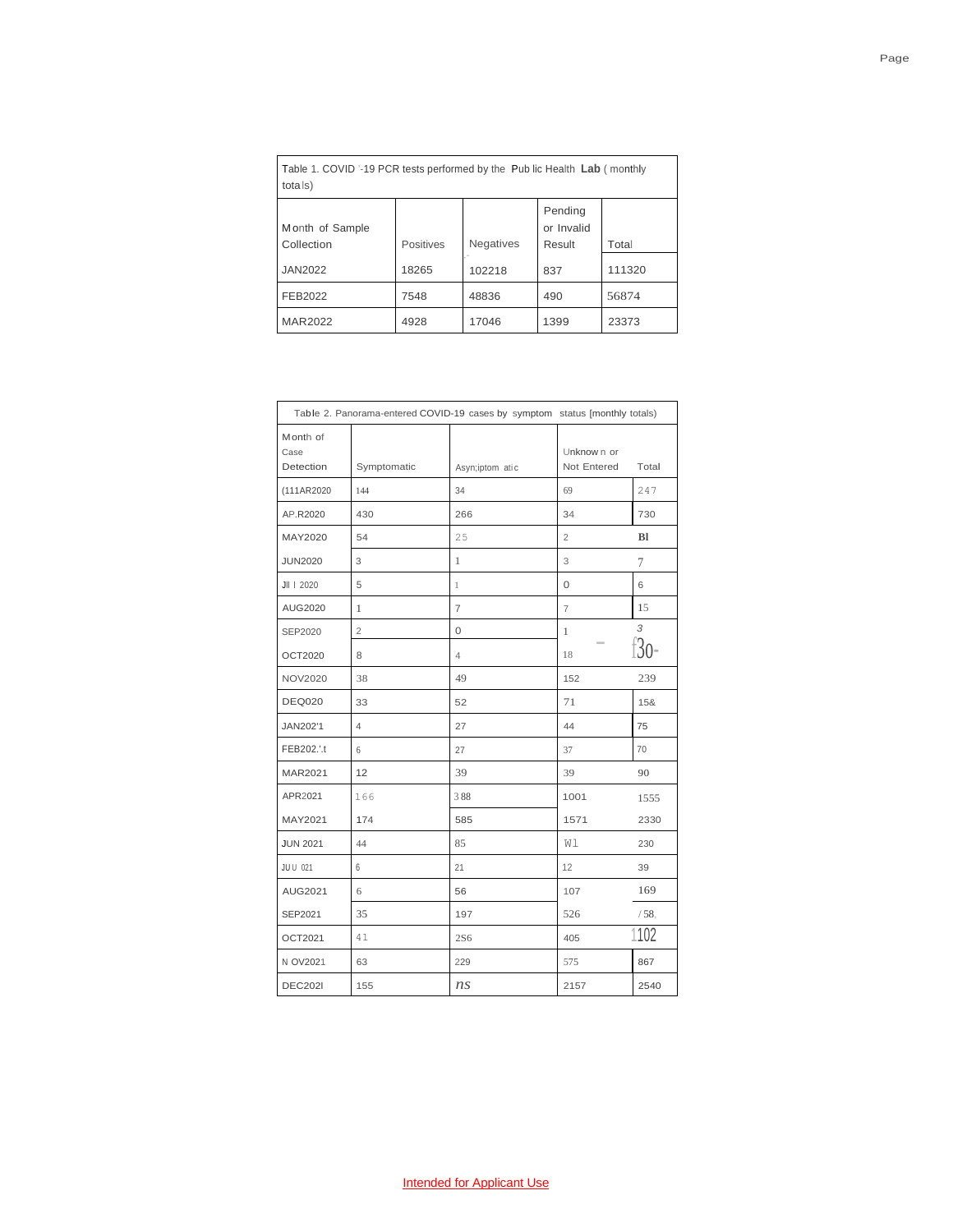| Table 1. COVID '-19 PCR tests performed by the Pub lic Health Lab ( monthly tota ls) | | | | |
|---|---|---|---|---|
| Month of Sample Collection | Positives | Negatives | Pending or Invalid Result | Total |
| JAN2022 | 18265 | 102218 | 837 | 111320 |
| FEB2022 | 7548 | 48836 | 490 | 56874 |
| MAR2022 | 4928 | 17046 | 1399 | 23373 |

| Table 2. Panorama-entered COVID-19 cases by symptom status [monthly totals) | | | | |
|---|---|---|---|---|
| Month of Case Detection | Symptomatic | Asyn;iptom atic | Unknow n or Not Entered | Total |
| (111AR2020 | 144 | 34 | 69 | 247 |
| AP.R2020 | 430 | 266 | 34 | 730 |
| MAY2020 | 54 | 25 | 2 | Bl |
| JUN2020 | 3 | 1 | 3 | 7 |
| Jll I 2020 | 5 | 1 | 0 | 6 |
| AUG2020 | 1 | 7 | 7 | 15 |
| SEP2020 | 2 | 0 | 1 | 3 |
| OCT2020 | 8 | 4 | 18 | f30- |
| NOV2020 | 38 | 49 | 152 | 239 |
| DEQ020 | 33 | 52 | 71 | 15& |
| JAN202'1 | 4 | 27 | 44 | 75 |
| FEB202.'.t | 6 | 27 | 37 | 70 |
| MAR2021 | 12 | 39 | 39 | 90 |
| APR2021 | 166 | 388 | 1001 | 1555 |
| MAY2021 | 174 | 585 | 1571 | 2330 |
| JUN 2021 | 44 | 85 | Wl | 230 |
| JUU 021 | 6 | 21 | 12 | 39 |
| AUG2021 | 6 | 56 | 107 | 169 |
| SEP2021 | 35 | 197 | 526 | / 58. |
| OCT2021 | 41 | 2S6 | 405 | 1102 |
| N OV2021 | 63 | 229 | 575 | 867 |
| DEC202I | 155 | ns | 2157 | 2540 |

Intended for Applicant Use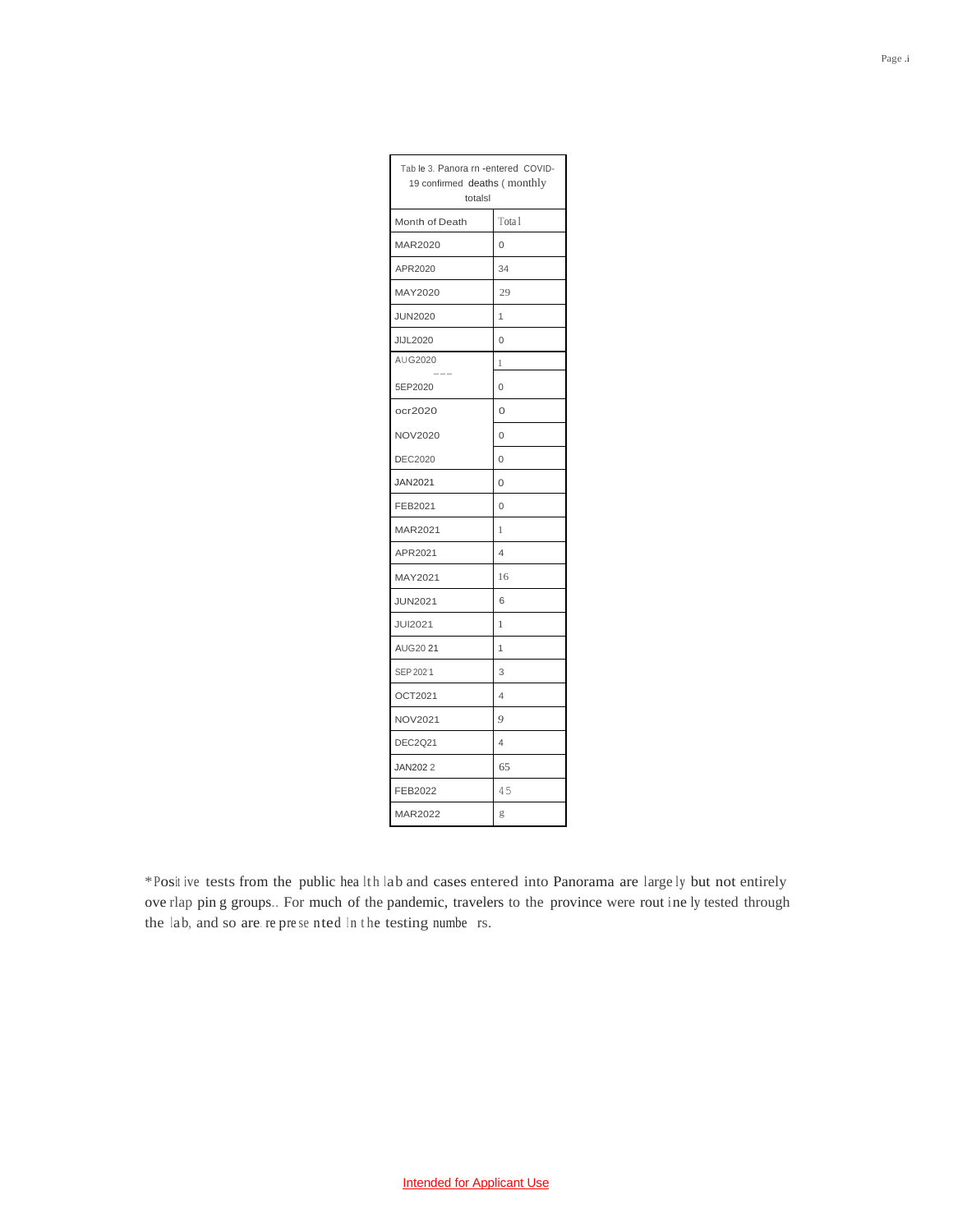Table 3. Panorama-entered COVID-19 confirmed deaths (monthly totals)

| Month of Death | Total |
|---|---|
| MAR2020 | 0 |
| APR2020 | 34 |
| MAY2020 | 29 |
| JUN2020 | 1 |
| JUL2020 | 0 |
| AUG2020 | 1 |
| SEP2020 | 0 |
| OCT2020 | 0 |
| NOV2020 | 0 |
| DEC2020 | 0 |
| JAN2021 | 0 |
| FEB2021 | 0 |
| MAR2021 | 1 |
| APR2021 | 4 |
| MAY2021 | 16 |
| JUN2021 | 6 |
| JUL2021 | 1 |
| AUG2021 | 1 |
| SEP2021 | 3 |
| OCT2021 | 4 |
| NOV2021 | 9 |
| DEC2021 | 4 |
| JAN2022 | 65 |
| FEB2022 | 45 |
| MAR2022 | 8 |

*Positive tests from the public health lab and cases entered into Panorama are largely but not entirely overlapping groups.. For much of the pandemic, travelers to the province were routinely tested through the lab, and so are represented in the testing numbers.